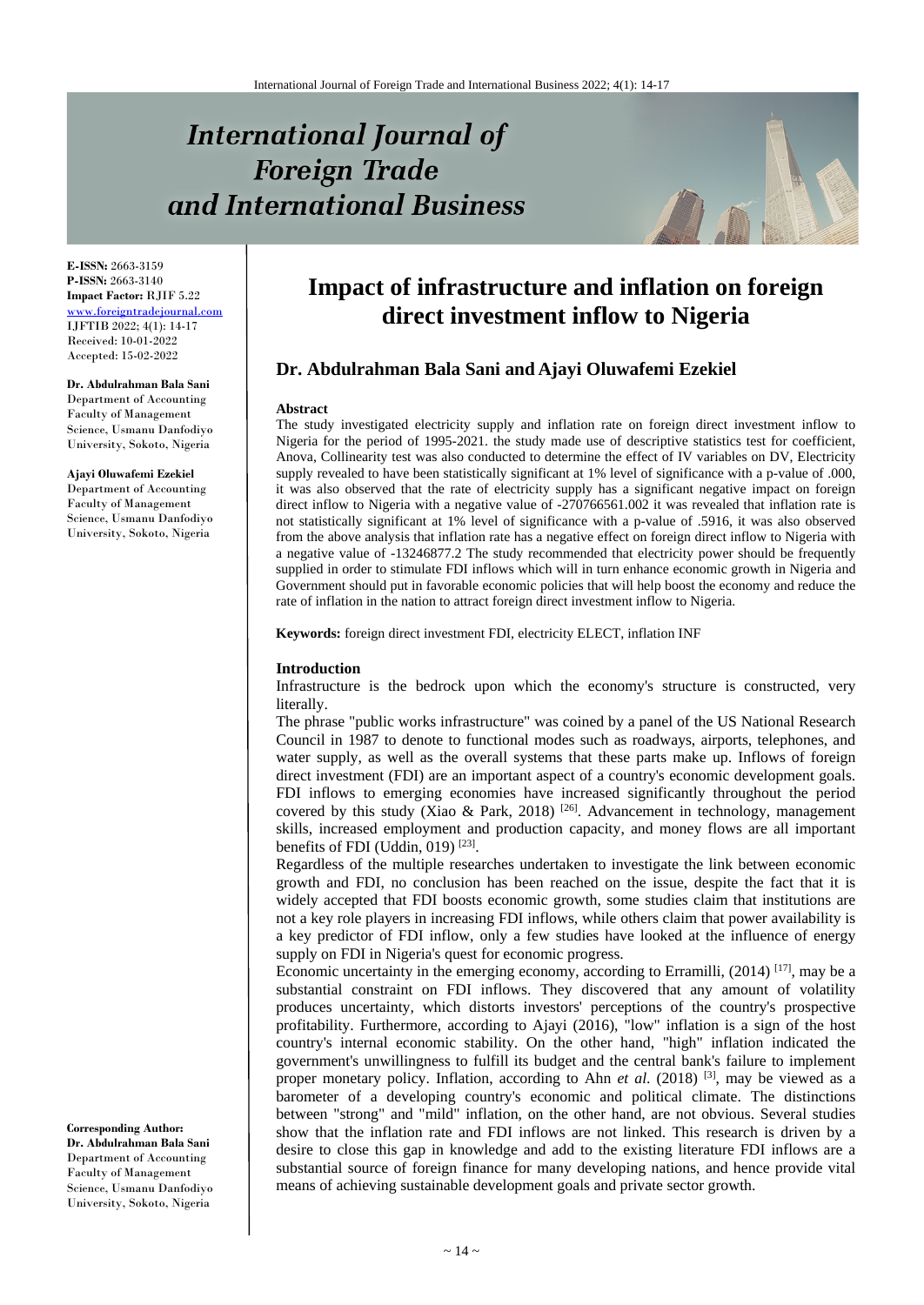# International Journal of Foreign Trade and International Business

**E-ISSN:** 2663-3159
**P-ISSN:** 2663-3140
**Impact Factor:** RJIF 5.22
www.foreigntradejournal.com
IJFTIB 2022; 4(1): 14-17
Received: 10-01-2022
Accepted: 15-02-2022

**Dr. Abdulrahman Bala Sani**
Department of Accounting Faculty of Management Science, Usmanu Danfodiyo University, Sokoto, Nigeria

**Ajayi Oluwafemi Ezekiel**
Department of Accounting Faculty of Management Science, Usmanu Danfodiyo University, Sokoto, Nigeria

**Corresponding Author:**
**Dr. Abdulrahman Bala Sani**
Department of Accounting Faculty of Management Science, Usmanu Danfodiyo University, Sokoto, Nigeria

# Impact of infrastructure and inflation on foreign direct investment inflow to Nigeria

## Dr. Abdulrahman Bala Sani and Ajayi Oluwafemi Ezekiel

### Abstract

The study investigated electricity supply and inflation rate on foreign direct investment inflow to Nigeria for the period of 1995-2021. the study made use of descriptive statistics test for coefficient, Anova, Collinearity test was also conducted to determine the effect of IV variables on DV, Electricity supply revealed to have been statistically significant at 1% level of significance with a p-value of .000, it was also observed that the rate of electricity supply has a significant negative impact on foreign direct inflow to Nigeria with a negative value of -270766561.002 it was revealed that inflation rate is not statistically significant at 1% level of significance with a p-value of .5916, it was also observed from the above analysis that inflation rate has a negative effect on foreign direct inflow to Nigeria with a negative value of -13246877.2 The study recommended that electricity power should be frequently supplied in order to stimulate FDI inflows which will in turn enhance economic growth in Nigeria and Government should put in favorable economic policies that will help boost the economy and reduce the rate of inflation in the nation to attract foreign direct investment inflow to Nigeria.

**Keywords:** foreign direct investment FDI, electricity ELECT, inflation INF

### Introduction

Infrastructure is the bedrock upon which the economy's structure is constructed, very literally.

The phrase "public works infrastructure" was coined by a panel of the US National Research Council in 1987 to denote to functional modes such as roadways, airports, telephones, and water supply, as well as the overall systems that these parts make up. Inflows of foreign direct investment (FDI) are an important aspect of a country's economic development goals. FDI inflows to emerging economies have increased significantly throughout the period covered by this study (Xiao & Park, 2018) [26]. Advancement in technology, management skills, increased employment and production capacity, and money flows are all important benefits of FDI (Uddin, 019) [23].

Regardless of the multiple researches undertaken to investigate the link between economic growth and FDI, no conclusion has been reached on the issue, despite the fact that it is widely accepted that FDI boosts economic growth, some studies claim that institutions are not a key role players in increasing FDI inflows, while others claim that power availability is a key predictor of FDI inflow, only a few studies have looked at the influence of energy supply on FDI in Nigeria's quest for economic progress.

Economic uncertainty in the emerging economy, according to Erramilli, (2014) [17], may be a substantial constraint on FDI inflows. They discovered that any amount of volatility produces uncertainty, which distorts investors' perceptions of the country's prospective profitability. Furthermore, according to Ajayi (2016), "low" inflation is a sign of the host country's internal economic stability. On the other hand, "high" inflation indicated the government's unwillingness to fulfill its budget and the central bank's failure to implement proper monetary policy. Inflation, according to Ahn *et al.* (2018) [3], may be viewed as a barometer of a developing country's economic and political climate. The distinctions between "strong" and "mild" inflation, on the other hand, are not obvious. Several studies show that the inflation rate and FDI inflows are not linked. This research is driven by a desire to close this gap in knowledge and add to the existing literature FDI inflows are a substantial source of foreign finance for many developing nations, and hence provide vital means of achieving sustainable development goals and private sector growth.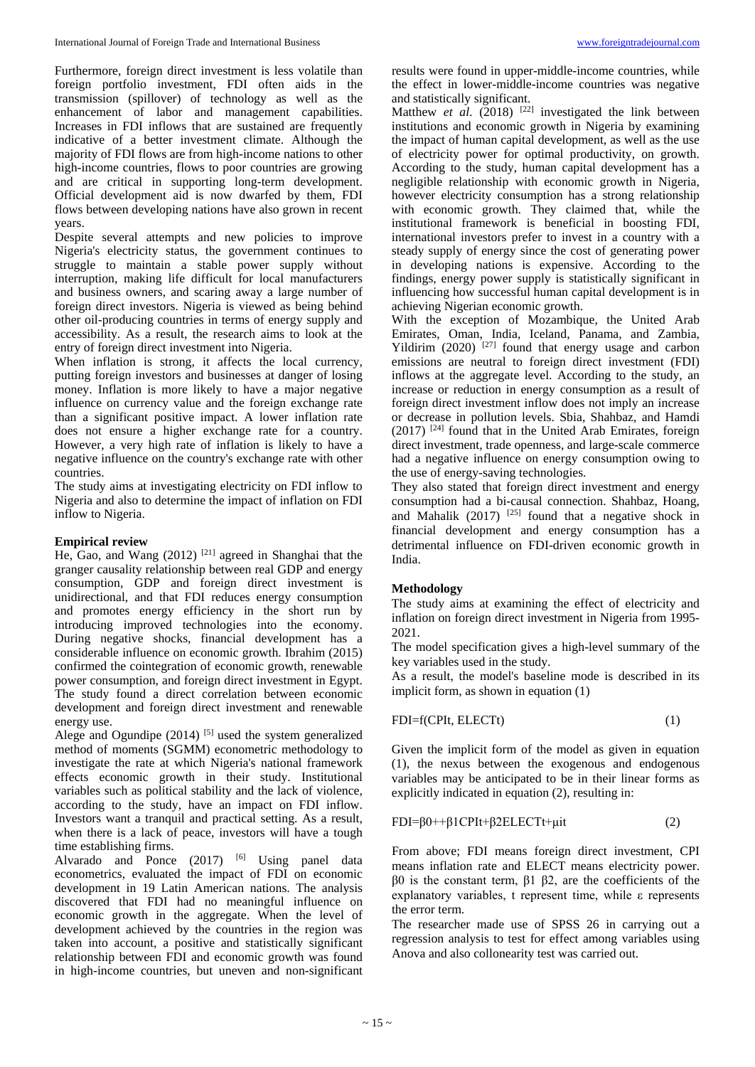Furthermore, foreign direct investment is less volatile than foreign portfolio investment, FDI often aids in the transmission (spillover) of technology as well as the enhancement of labor and management capabilities. Increases in FDI inflows that are sustained are frequently indicative of a better investment climate. Although the majority of FDI flows are from high-income nations to other high-income countries, flows to poor countries are growing and are critical in supporting long-term development. Official development aid is now dwarfed by them, FDI flows between developing nations have also grown in recent years.

Despite several attempts and new policies to improve Nigeria's electricity status, the government continues to struggle to maintain a stable power supply without interruption, making life difficult for local manufacturers and business owners, and scaring away a large number of foreign direct investors. Nigeria is viewed as being behind other oil-producing countries in terms of energy supply and accessibility. As a result, the research aims to look at the entry of foreign direct investment into Nigeria.

When inflation is strong, it affects the local currency, putting foreign investors and businesses at danger of losing money. Inflation is more likely to have a major negative influence on currency value and the foreign exchange rate than a significant positive impact. A lower inflation rate does not ensure a higher exchange rate for a country. However, a very high rate of inflation is likely to have a negative influence on the country's exchange rate with other countries.

The study aims at investigating electricity on FDI inflow to Nigeria and also to determine the impact of inflation on FDI inflow to Nigeria.

**Empirical review**

He, Gao, and Wang (2012) [21] agreed in Shanghai that the granger causality relationship between real GDP and energy consumption, GDP and foreign direct investment is unidirectional, and that FDI reduces energy consumption and promotes energy efficiency in the short run by introducing improved technologies into the economy. During negative shocks, financial development has a considerable influence on economic growth. Ibrahim (2015) confirmed the cointegration of economic growth, renewable power consumption, and foreign direct investment in Egypt. The study found a direct correlation between economic development and foreign direct investment and renewable energy use.

Alege and Ogundipe (2014) [5] used the system generalized method of moments (SGMM) econometric methodology to investigate the rate at which Nigeria's national framework effects economic growth in their study. Institutional variables such as political stability and the lack of violence, according to the study, have an impact on FDI inflow. Investors want a tranquil and practical setting. As a result, when there is a lack of peace, investors will have a tough time establishing firms.

Alvarado and Ponce (2017) [6] Using panel data econometrics, evaluated the impact of FDI on economic development in 19 Latin American nations. The analysis discovered that FDI had no meaningful influence on economic growth in the aggregate. When the level of development achieved by the countries in the region was taken into account, a positive and statistically significant relationship between FDI and economic growth was found in high-income countries, but uneven and non-significant results were found in upper-middle-income countries, while the effect in lower-middle-income countries was negative and statistically significant.

Matthew *et al.* (2018) [22] investigated the link between institutions and economic growth in Nigeria by examining the impact of human capital development, as well as the use of electricity power for optimal productivity, on growth. According to the study, human capital development has a negligible relationship with economic growth in Nigeria, however electricity consumption has a strong relationship with economic growth. They claimed that, while the institutional framework is beneficial in boosting FDI, international investors prefer to invest in a country with a steady supply of energy since the cost of generating power in developing nations is expensive. According to the findings, energy power supply is statistically significant in influencing how successful human capital development is in achieving Nigerian economic growth.

With the exception of Mozambique, the United Arab Emirates, Oman, India, Iceland, Panama, and Zambia, Yildirim (2020) [27] found that energy usage and carbon emissions are neutral to foreign direct investment (FDI) inflows at the aggregate level. According to the study, an increase or reduction in energy consumption as a result of foreign direct investment inflow does not imply an increase or decrease in pollution levels. Sbia, Shahbaz, and Hamdi (2017) [24] found that in the United Arab Emirates, foreign direct investment, trade openness, and large-scale commerce had a negative influence on energy consumption owing to the use of energy-saving technologies.

They also stated that foreign direct investment and energy consumption had a bi-causal connection. Shahbaz, Hoang, and Mahalik (2017) [25] found that a negative shock in financial development and energy consumption has a detrimental influence on FDI-driven economic growth in India.

**Methodology**

The study aims at examining the effect of electricity and inflation on foreign direct investment in Nigeria from 1995-2021.

The model specification gives a high-level summary of the key variables used in the study.

As a result, the model's baseline mode is described in its implicit form, as shown in equation (1)

$$FDI=f(CPI_t, ELECT_t) \quad (1)$$

Given the implicit form of the model as given in equation (1), the nexus between the exogenous and endogenous variables may be anticipated to be in their linear forms as explicitly indicated in equation (2), resulting in:

$$FDI=\beta_0++\beta_1 CPI_t+\beta_2 ELECT_t+\mu_{it} \quad (2)$$

From above; FDI means foreign direct investment, CPI means inflation rate and ELECT means electricity power. $\beta_0$ is the constant term, $\beta_1$ $\beta_2$, are the coefficients of the explanatory variables, t represent time, while $\varepsilon$ represents the error term.

The researcher made use of SPSS 26 in carrying out a regression analysis to test for effect among variables using Anova and also collonearity test was carried out.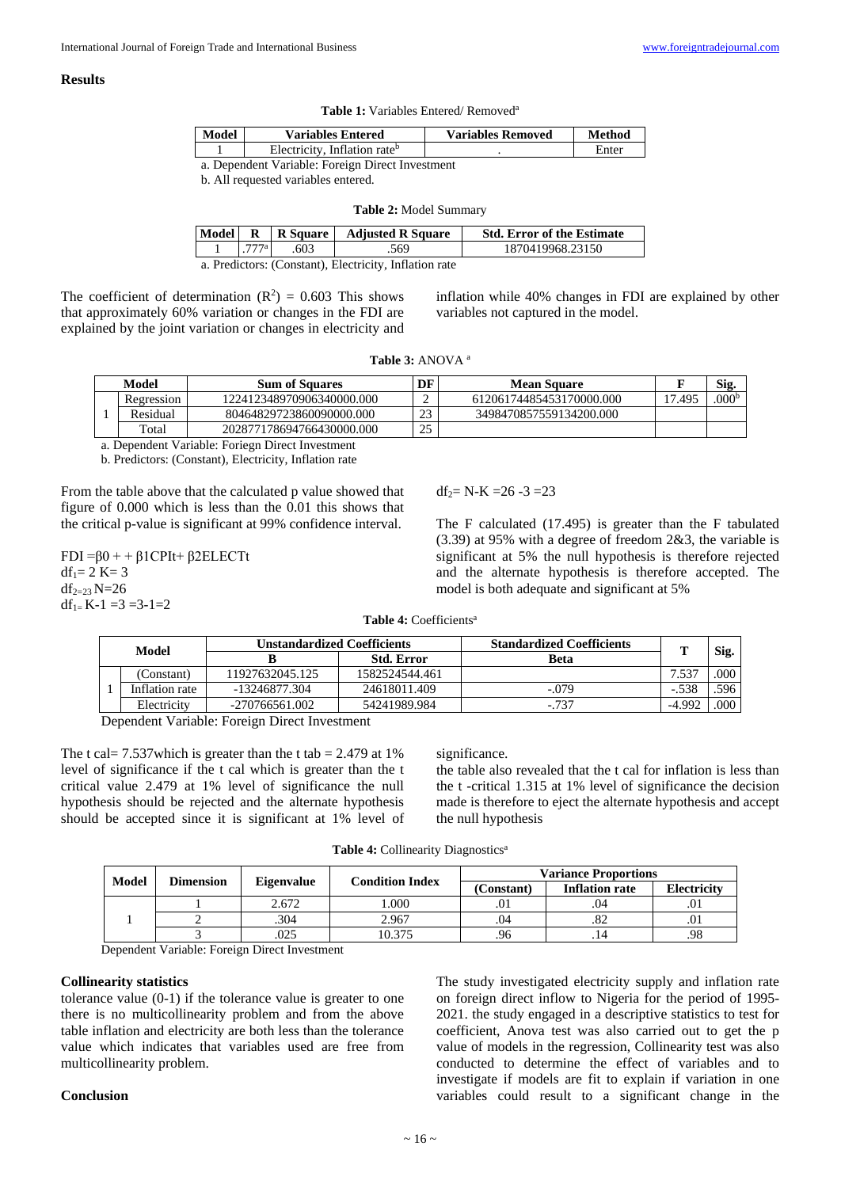## Results

**Table 1:** Variables Entered/ Removed[a]

| Model | Variables Entered | Variables Removed | Method |
|---|---|---|---|
| 1 | Electricity, Inflation rate[b] | . | Enter |

a. Dependent Variable: Foreign Direct Investment

b. All requested variables entered.

**Table 2:** Model Summary

| Model | R | R Square | Adjusted R Square | Std. Error of the Estimate |
|---|---|---|---|---|
| 1 | .777[a] | .603 | .569 | 1870419968.23150 |

a. Predictors: (Constant), Electricity, Inflation rate

The coefficient of determination ($R^2$) = 0.603 This shows that approximately 60% variation or changes in the FDI are explained by the joint variation or changes in electricity and inflation while 40% changes in FDI are explained by other variables not captured in the model.

**Table 3:** ANOVA [a]

| Model | | Sum of Squares | DF | Mean Square | F | Sig. |
|---|---|---|---|---|---|---|
| 1 | Regression | 122412348970906340000.000 | 2 | 61206174485453170000.000 | 17.495 | .000[b] |
| | Residual | 80464829723860090000.000 | 23 | 3498470857559134200.000 | | |
| | Total | 202877178694766430000.000 | 25 | | | |

a. Dependent Variable: Foriegn Direct Investment

b. Predictors: (Constant), Electricity, Inflation rate

From the table above that the calculated p value showed that figure of 0.000 which is less than the 0.01 this shows that the critical p-value is significant at 99% confidence interval.

FDI =β0 + + β1CPIt+ β2ELECTt

$df_1 = 2$ K= 3

$df_{2=23}$ N=26

$df_{1=}$ K-1 =3 =3-1=2

$df_2$= N-K =26 -3 =23

The F calculated (17.495) is greater than the F tabulated (3.39) at 95% with a degree of freedom 2&3, the variable is significant at 5% the null hypothesis is therefore rejected and the alternate hypothesis is therefore accepted. The model is both adequate and significant at 5%

**Table 4:** Coefficients[a]

| Model | | Unstandardized Coefficients | | Standardized Coefficients | T | Sig. |
|---|---|---|---|---|---|---|
| | | B | Std. Error | Beta | | |
| 1 | (Constant) | 11927632045.125 | 1582524544.461 | | 7.537 | .000 |
| | Inflation rate | -13246877.304 | 24618011.409 | -.079 | -.538 | .596 |
| | Electricity | -270766561.002 | 54241989.984 | -.737 | -4.992 | .000 |

Dependent Variable: Foreign Direct Investment

The t cal= 7.537which is greater than the t tab = 2.479 at 1% level of significance if the t cal which is greater than the t critical value 2.479 at 1% level of significance the null hypothesis should be rejected and the alternate hypothesis should be accepted since it is significant at 1% level of significance.

the table also revealed that the t cal for inflation is less than the t -critical 1.315 at 1% level of significance the decision made is therefore to eject the alternate hypothesis and accept the null hypothesis

**Table 4:** Collinearity Diagnostics[a]

| Model | Dimension | Eigenvalue | Condition Index | Variance Proportions | | |
|---|---|---|---|---|---|---|
| | | | | (Constant) | Inflation rate | Electricity |
| 1 | 1 | 2.672 | 1.000 | .01 | .04 | .01 |
| | 2 | .304 | 2.967 | .04 | .82 | .01 |
| | 3 | .025 | 10.375 | .96 | .14 | .98 |

Dependent Variable: Foreign Direct Investment

### Collinearity statistics

tolerance value (0-1) if the tolerance value is greater to one there is no multicollinearity problem and from the above table inflation and electricity are both less than the tolerance value which indicates that variables used are free from multicollinearity problem.

### Conclusion

The study investigated electricity supply and inflation rate on foreign direct inflow to Nigeria for the period of 1995-2021. the study engaged in a descriptive statistics to test for coefficient, Anova test was also carried out to get the p value of models in the regression, Collinearity test was also conducted to determine the effect of variables and to investigate if models are fit to explain if variation in one variables could result to a significant change in the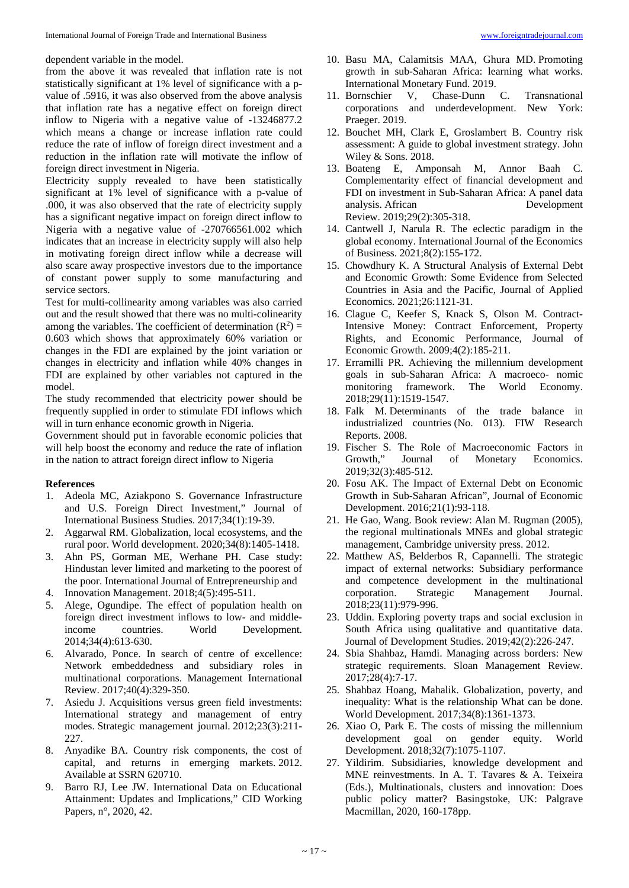dependent variable in the model.

from the above it was revealed that inflation rate is not statistically significant at 1% level of significance with a p-value of .5916, it was also observed from the above analysis that inflation rate has a negative effect on foreign direct inflow to Nigeria with a negative value of -13246877.2 which means a change or increase inflation rate could reduce the rate of inflow of foreign direct investment and a reduction in the inflation rate will motivate the inflow of foreign direct investment in Nigeria.

Electricity supply revealed to have been statistically significant at 1% level of significance with a p-value of .000, it was also observed that the rate of electricity supply has a significant negative impact on foreign direct inflow to Nigeria with a negative value of -270766561.002 which indicates that an increase in electricity supply will also help in motivating foreign direct inflow while a decrease will also scare away prospective investors due to the importance of constant power supply to some manufacturing and service sectors.

Test for multi-collinearity among variables was also carried out and the result showed that there was no multi-colinearity among the variables. The coefficient of determination ($R^2$) = 0.603 which shows that approximately 60% variation or changes in the FDI are explained by the joint variation or changes in electricity and inflation while 40% changes in FDI are explained by other variables not captured in the model.

The study recommended that electricity power should be frequently supplied in order to stimulate FDI inflows which will in turn enhance economic growth in Nigeria.

Government should put in favorable economic policies that will help boost the economy and reduce the rate of inflation in the nation to attract foreign direct inflow to Nigeria

**References**

1. Adeola MC, Aziakpono S. Governance Infrastructure and U.S. Foreign Direct Investment," Journal of International Business Studies. 2017;34(1):19-39.
2. Aggarwal RM. Globalization, local ecosystems, and the rural poor. World development. 2020;34(8):1405-1418.
3. Ahn PS, Gorman ME, Werhane PH. Case study: Hindustan lever limited and marketing to the poorest of the poor. International Journal of Entrepreneurship and
4. Innovation Management. 2018;4(5):495-511.
5. Alege, Ogundipe. The effect of population health on foreign direct investment inflows to low- and middle-income countries. World Development. 2014;34(4):613-630.
6. Alvarado, Ponce. In search of centre of excellence: Network embeddedness and subsidiary roles in multinational corporations. Management International Review. 2017;40(4):329-350.
7. Asiedu J. Acquisitions versus green field investments: International strategy and management of entry modes. Strategic management journal. 2012;23(3):211-227.
8. Anyadike BA. Country risk components, the cost of capital, and returns in emerging markets. 2012. Available at SSRN 620710.
9. Barro RJ, Lee JW. International Data on Educational Attainment: Updates and Implications," CID Working Papers, n°, 2020, 42.
10. Basu MA, Calamitsis MAA, Ghura MD. Promoting growth in sub-Saharan Africa: learning what works. International Monetary Fund. 2019.
11. Bornschier V, Chase-Dunn C. Transnational corporations and underdevelopment. New York: Praeger. 2019.
12. Bouchet MH, Clark E, Groslambert B. Country risk assessment: A guide to global investment strategy. John Wiley & Sons. 2018.
13. Boateng E, Amponsah M, Annor Baah C. Complementarity effect of financial development and FDI on investment in Sub-Saharan Africa: A panel data analysis. African Development Review. 2019;29(2):305-318.
14. Cantwell J, Narula R. The eclectic paradigm in the global economy. International Journal of the Economics of Business. 2021;8(2):155-172.
15. Chowdhury K. A Structural Analysis of External Debt and Economic Growth: Some Evidence from Selected Countries in Asia and the Pacific, Journal of Applied Economics. 2021;26:1121-31.
16. Clague C, Keefer S, Knack S, Olson M. Contract-Intensive Money: Contract Enforcement, Property Rights, and Economic Performance, Journal of Economic Growth. 2009;4(2):185-211.
17. Erramilli PR. Achieving the millennium development goals in sub-Saharan Africa: A macroeco- nomic monitoring framework. The World Economy. 2018;29(11):1519-1547.
18. Falk M. Determinants of the trade balance in industrialized countries (No. 013). FIW Research Reports. 2008.
19. Fischer S. The Role of Macroeconomic Factors in Growth," Journal of Monetary Economics. 2019;32(3):485-512.
20. Fosu AK. The Impact of External Debt on Economic Growth in Sub-Saharan African", Journal of Economic Development. 2016;21(1):93-118.
21. He Gao, Wang. Book review: Alan M. Rugman (2005), the regional multinationals MNEs and global strategic management, Cambridge university press. 2012.
22. Matthew AS, Belderbos R, Capannelli. The strategic impact of external networks: Subsidiary performance and competence development in the multinational corporation. Strategic Management Journal. 2018;23(11):979-996.
23. Uddin. Exploring poverty traps and social exclusion in South Africa using qualitative and quantitative data. Journal of Development Studies. 2019;42(2):226-247.
24. Sbia Shahbaz, Hamdi. Managing across borders: New strategic requirements. Sloan Management Review. 2017;28(4):7-17.
25. Shahbaz Hoang, Mahalik. Globalization, poverty, and inequality: What is the relationship What can be done. World Development. 2017;34(8):1361-1373.
26. Xiao O, Park E. The costs of missing the millennium development goal on gender equity. World Development. 2018;32(7):1075-1107.
27. Yildirim. Subsidiaries, knowledge development and MNE reinvestments. In A. T. Tavares & A. Teixeira (Eds.), Multinationals, clusters and innovation: Does public policy matter? Basingstoke, UK: Palgrave Macmillan, 2020, 160-178pp.